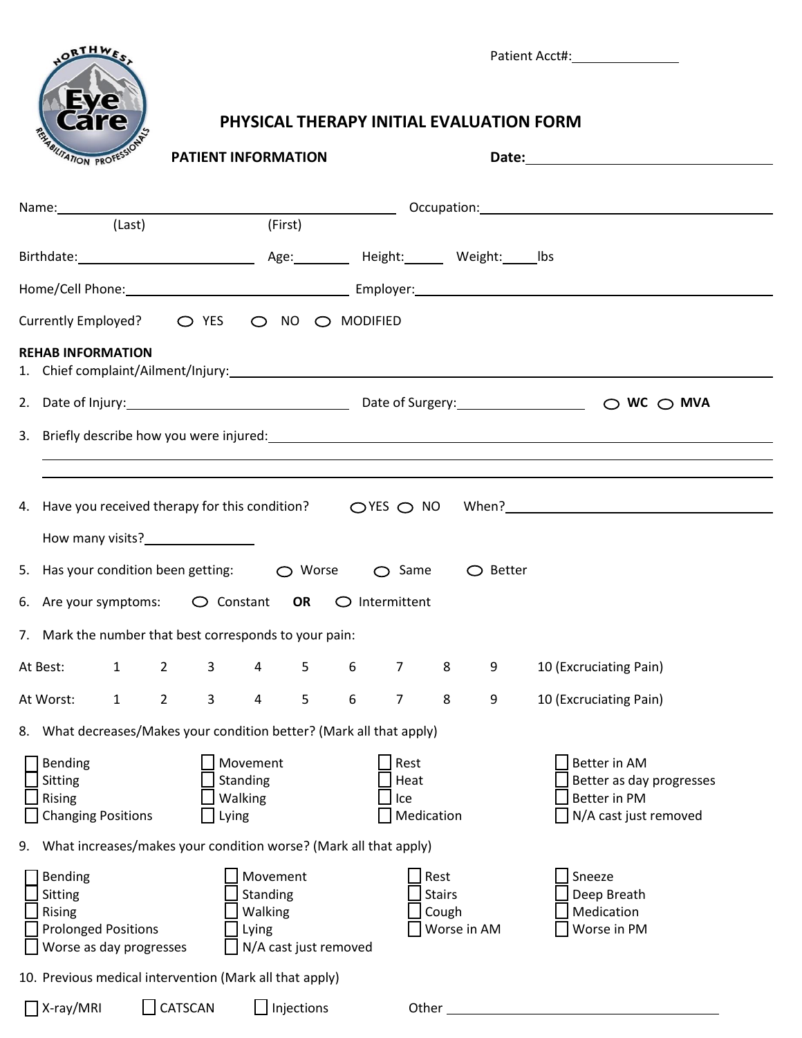Patient Acct#:\_\_\_\_\_\_\_\_\_\_\_\_\_\_

NORTHWEST Eye Care REHABILITATION PROFESSIONALS

# PHYSICAL THERAPY INITIAL EVALUATION FORM

**PATIENT INFORMATION** **Date:**\_\_\_\_\_\_\_\_\_\_\_\_\_\_\_\_\_\_\_\_

Name:\_\_\_\_\_\_\_\_\_\_\_\_\_\_\_\_\_\_\_\_\_\_\_\_\_\_\_\_\_\_\_\_\_\_\_\_ Occupation:\_\_\_\_\_\_\_\_\_\_\_\_\_\_\_\_\_\_\_\_\_\_\_\_\_\_\_\_
(Last) (First)

Birthdate:\_\_\_\_\_\_\_\_\_\_\_\_\_\_\_\_\_\_ Age:\_\_\_\_\_\_ Height:\_\_\_\_\_ Weight:\_\_\_\_\_lbs

Home/Cell Phone:\_\_\_\_\_\_\_\_\_\_\_\_\_\_\_\_\_\_\_\_\_\_\_ Employer:\_\_\_\_\_\_\_\_\_\_\_\_\_\_\_\_\_\_\_\_\_\_\_\_\_\_\_\_\_\_

Currently Employed? ○ YES ○ NO ○ MODIFIED

**REHAB INFORMATION**

1. Chief complaint/Ailment/Injury:\_\_\_\_\_\_\_\_\_\_\_\_\_\_\_\_\_\_\_\_\_\_\_\_\_\_\_\_\_\_\_\_\_\_\_\_\_\_\_\_\_\_\_\_\_\_\_\_
2. Date of Injury:\_\_\_\_\_\_\_\_\_\_\_\_\_\_\_\_\_\_\_\_\_\_ Date of Surgery:\_\_\_\_\_\_\_\_\_\_\_\_\_\_ ○ **WC** ○ **MVA**
3. Briefly describe how you were injured:\_\_\_\_\_\_\_\_\_\_\_\_\_\_\_\_\_\_\_\_\_\_\_\_\_\_\_\_\_\_\_\_\_\_\_\_\_\_\_\_\_\_\_\_\_\_

   \_\_\_\_\_\_\_\_\_\_\_\_\_\_\_\_\_\_\_\_\_\_\_\_\_\_\_\_\_\_\_\_\_\_\_\_\_\_\_\_\_\_\_\_\_\_\_\_\_\_\_\_\_\_\_\_\_\_\_\_\_\_\_\_\_\_\_\_\_\_\_\_\_\_

   \_\_\_\_\_\_\_\_\_\_\_\_\_\_\_\_\_\_\_\_\_\_\_\_\_\_\_\_\_\_\_\_\_\_\_\_\_\_\_\_\_\_\_\_\_\_\_\_\_\_\_\_\_\_\_\_\_\_\_\_\_\_\_\_\_\_\_\_\_\_\_\_\_\_

4. Have you received therapy for this condition? ○ YES ○ NO When?\_\_\_\_\_\_\_\_\_\_\_\_\_\_\_\_\_\_\_\_\_\_\_\_

   How many visits?\_\_\_\_\_\_\_\_\_\_\_\_

5. Has your condition been getting: ○ Worse ○ Same ○ Better
6. Are your symptoms: ○ Constant **OR** ○ Intermittent
7. Mark the number that best corresponds to your pain:

At Best: 1 2 3 4 5 6 7 8 9 10 (Excruciating Pain)

At Worst: 1 2 3 4 5 6 7 8 9 10 (Excruciating Pain)

8. What decreases/Makes your condition better? (Mark all that apply)

| | | | |
|---|---|---|---|
| ☐ Bending | ☐ Movement | ☐ Rest | ☐ Better in AM |
| ☐ Sitting | ☐ Standing | ☐ Heat | ☐ Better as day progresses |
| ☐ Rising | ☐ Walking | ☐ Ice | ☐ Better in PM |
| ☐ Changing Positions | ☐ Lying | ☐ Medication | ☐ N/A cast just removed |

9. What increases/makes your condition worse? (Mark all that apply)

| | | | |
|---|---|---|---|
| ☐ Bending | ☐ Movement | ☐ Rest | ☐ Sneeze |
| ☐ Sitting | ☐ Standing | ☐ Stairs | ☐ Deep Breath |
| ☐ Rising | ☐ Walking | ☐ Cough | ☐ Medication |
| ☐ Prolonged Positions | ☐ Lying | ☐ Worse in AM | ☐ Worse in PM |
| ☐ Worse as day progresses | ☐ N/A cast just removed | | |

10. Previous medical intervention (Mark all that apply)

☐ X-ray/MRI ☐ CATSCAN ☐ Injections Other \_\_\_\_\_\_\_\_\_\_\_\_\_\_\_\_\_\_\_\_\_\_\_\_\_\_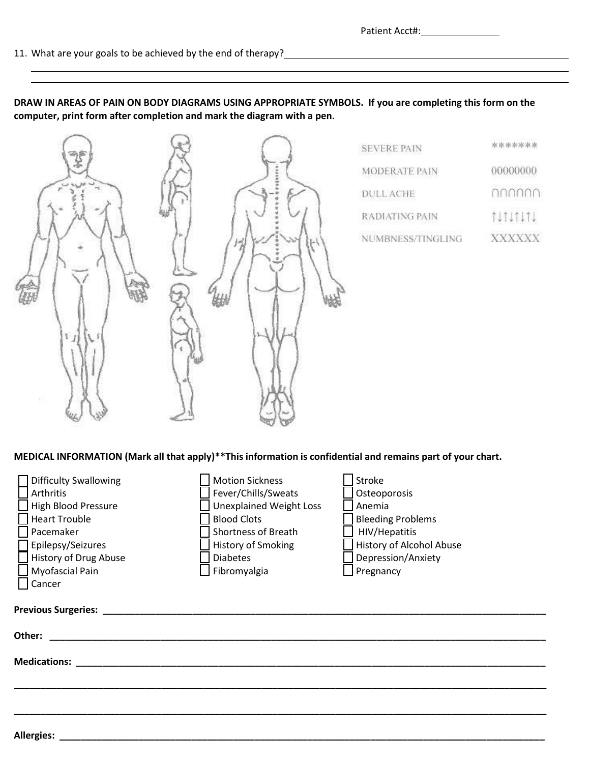Patient Acct#: _______________

11. What are your goals to be achieved by the end of therapy? ____________________________________________

____________________________________________

____________________________________________

**DRAW IN AREAS OF PAIN ON BODY DIAGRAMS USING APPROPRIATE SYMBOLS. If you are completing this form on the computer, print form after completion and mark the diagram with a pen.**

SEVERE PAIN *******

MODERATE PAIN 00000000

DULL ACHE ∩∩∩∩∩∩

RADIATING PAIN ↑↓↑↓↑↓↑↓

NUMBNESS/TINGLING XXXXXX

**MEDICAL INFORMATION (Mark all that apply)**This information is confidential and remains part of your chart.**

- ☐ Difficulty Swallowing
- ☐ Arthritis
- ☐ High Blood Pressure
- ☐ Heart Trouble
- ☐ Pacemaker
- ☐ Epilepsy/Seizures
- ☐ History of Drug Abuse
- ☐ Myofascial Pain
- ☐ Cancer
- ☐ Motion Sickness
- ☐ Fever/Chills/Sweats
- ☐ Unexplained Weight Loss
- ☐ Blood Clots
- ☐ Shortness of Breath
- ☐ History of Smoking
- ☐ Diabetes
- ☐ Fibromyalgia
- ☐ Stroke
- ☐ Osteoporosis
- ☐ Anemia
- ☐ Bleeding Problems
- ☐ HIV/Hepatitis
- ☐ History of Alcohol Abuse
- ☐ Depression/Anxiety
- ☐ Pregnancy

**Previous Surgeries:** ____________________________________________

**Other:** ____________________________________________

**Medications:** ____________________________________________

____________________________________________

____________________________________________

**Allergies:** ____________________________________________